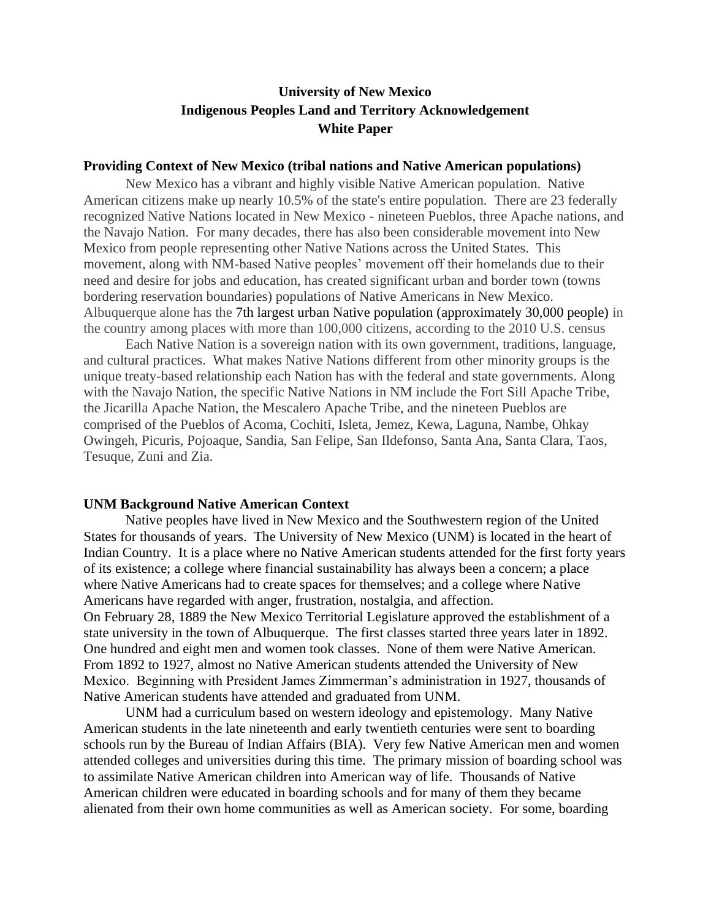# University of New Mexico
# Indigenous Peoples Land and Territory Acknowledgement
# White Paper

## Providing Context of New Mexico (tribal nations and Native American populations)

New Mexico has a vibrant and highly visible Native American population. Native American citizens make up nearly 10.5% of the state's entire population. There are 23 federally recognized Native Nations located in New Mexico - nineteen Pueblos, three Apache nations, and the Navajo Nation. For many decades, there has also been considerable movement into New Mexico from people representing other Native Nations across the United States. This movement, along with NM-based Native peoples' movement off their homelands due to their need and desire for jobs and education, has created significant urban and border town (towns bordering reservation boundaries) populations of Native Americans in New Mexico. Albuquerque alone has the 7th largest urban Native population (approximately 30,000 people) in the country among places with more than 100,000 citizens, according to the 2010 U.S. census

Each Native Nation is a sovereign nation with its own government, traditions, language, and cultural practices. What makes Native Nations different from other minority groups is the unique treaty-based relationship each Nation has with the federal and state governments. Along with the Navajo Nation, the specific Native Nations in NM include the Fort Sill Apache Tribe, the Jicarilla Apache Nation, the Mescalero Apache Tribe, and the nineteen Pueblos are comprised of the Pueblos of Acoma, Cochiti, Isleta, Jemez, Kewa, Laguna, Nambe, Ohkay Owingeh, Picuris, Pojoaque, Sandia, San Felipe, San Ildefonso, Santa Ana, Santa Clara, Taos, Tesuque, Zuni and Zia.

## UNM Background Native American Context

Native peoples have lived in New Mexico and the Southwestern region of the United States for thousands of years. The University of New Mexico (UNM) is located in the heart of Indian Country. It is a place where no Native American students attended for the first forty years of its existence; a college where financial sustainability has always been a concern; a place where Native Americans had to create spaces for themselves; and a college where Native Americans have regarded with anger, frustration, nostalgia, and affection.

On February 28, 1889 the New Mexico Territorial Legislature approved the establishment of a state university in the town of Albuquerque. The first classes started three years later in 1892. One hundred and eight men and women took classes. None of them were Native American. From 1892 to 1927, almost no Native American students attended the University of New Mexico. Beginning with President James Zimmerman's administration in 1927, thousands of Native American students have attended and graduated from UNM.

UNM had a curriculum based on western ideology and epistemology. Many Native American students in the late nineteenth and early twentieth centuries were sent to boarding schools run by the Bureau of Indian Affairs (BIA). Very few Native American men and women attended colleges and universities during this time. The primary mission of boarding school was to assimilate Native American children into American way of life. Thousands of Native American children were educated in boarding schools and for many of them they became alienated from their own home communities as well as American society. For some, boarding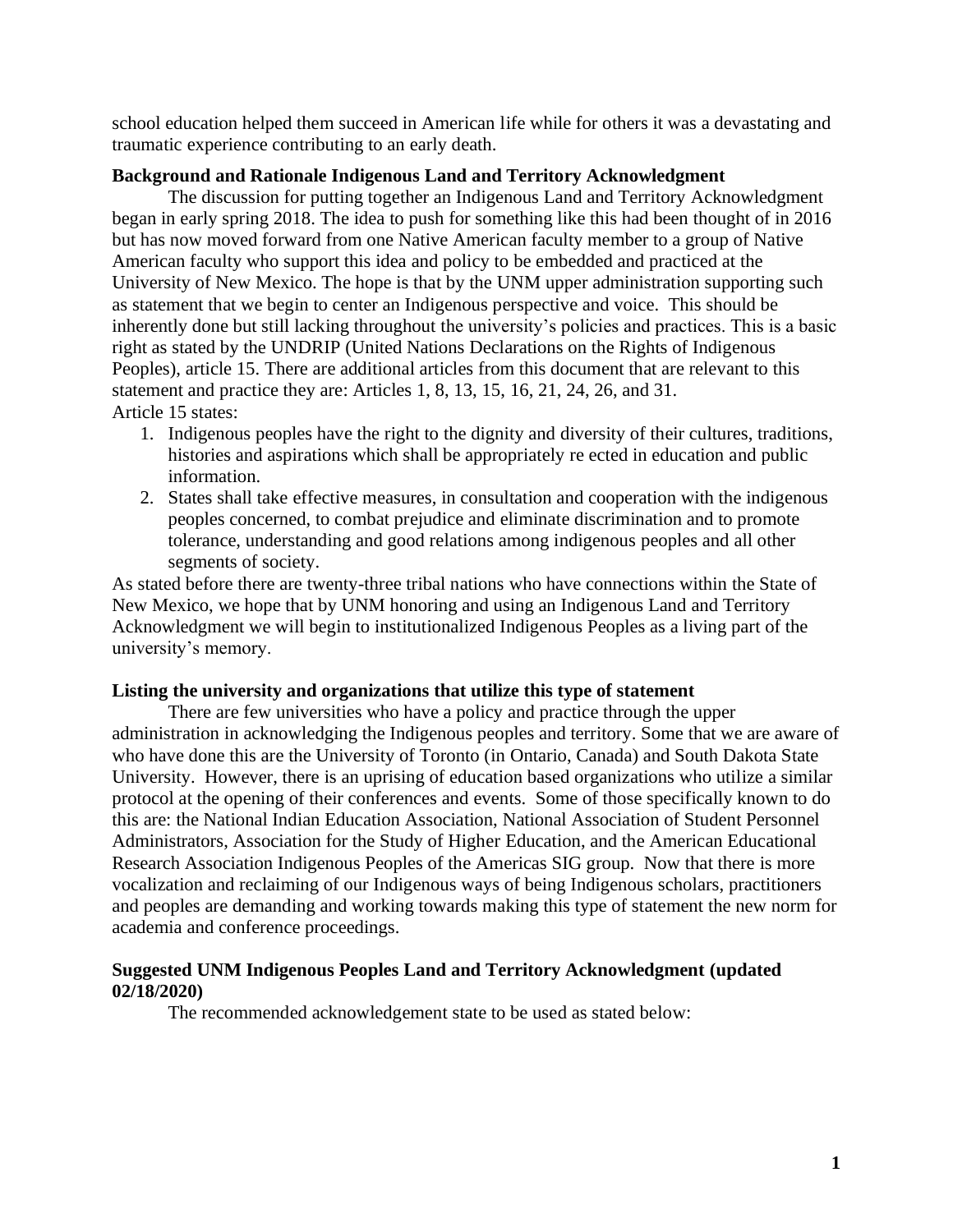school education helped them succeed in American life while for others it was a devastating and traumatic experience contributing to an early death.

**Background and Rationale Indigenous Land and Territory Acknowledgment**

The discussion for putting together an Indigenous Land and Territory Acknowledgment began in early spring 2018. The idea to push for something like this had been thought of in 2016 but has now moved forward from one Native American faculty member to a group of Native American faculty who support this idea and policy to be embedded and practiced at the University of New Mexico. The hope is that by the UNM upper administration supporting such as statement that we begin to center an Indigenous perspective and voice. This should be inherently done but still lacking throughout the university's policies and practices. This is a basic right as stated by the UNDRIP (United Nations Declarations on the Rights of Indigenous Peoples), article 15. There are additional articles from this document that are relevant to this statement and practice they are: Articles 1, 8, 13, 15, 16, 21, 24, 26, and 31.

Article 15 states:

1. Indigenous peoples have the right to the dignity and diversity of their cultures, traditions, histories and aspirations which shall be appropriately re ected in education and public information.
2. States shall take effective measures, in consultation and cooperation with the indigenous peoples concerned, to combat prejudice and eliminate discrimination and to promote tolerance, understanding and good relations among indigenous peoples and all other segments of society.

As stated before there are twenty-three tribal nations who have connections within the State of New Mexico, we hope that by UNM honoring and using an Indigenous Land and Territory Acknowledgment we will begin to institutionalized Indigenous Peoples as a living part of the university's memory.

**Listing the university and organizations that utilize this type of statement**

There are few universities who have a policy and practice through the upper administration in acknowledging the Indigenous peoples and territory. Some that we are aware of who have done this are the University of Toronto (in Ontario, Canada) and South Dakota State University. However, there is an uprising of education based organizations who utilize a similar protocol at the opening of their conferences and events. Some of those specifically known to do this are: the National Indian Education Association, National Association of Student Personnel Administrators, Association for the Study of Higher Education, and the American Educational Research Association Indigenous Peoples of the Americas SIG group. Now that there is more vocalization and reclaiming of our Indigenous ways of being Indigenous scholars, practitioners and peoples are demanding and working towards making this type of statement the new norm for academia and conference proceedings.

**Suggested UNM Indigenous Peoples Land and Territory Acknowledgment (updated 02/18/2020)**

The recommended acknowledgement state to be used as stated below: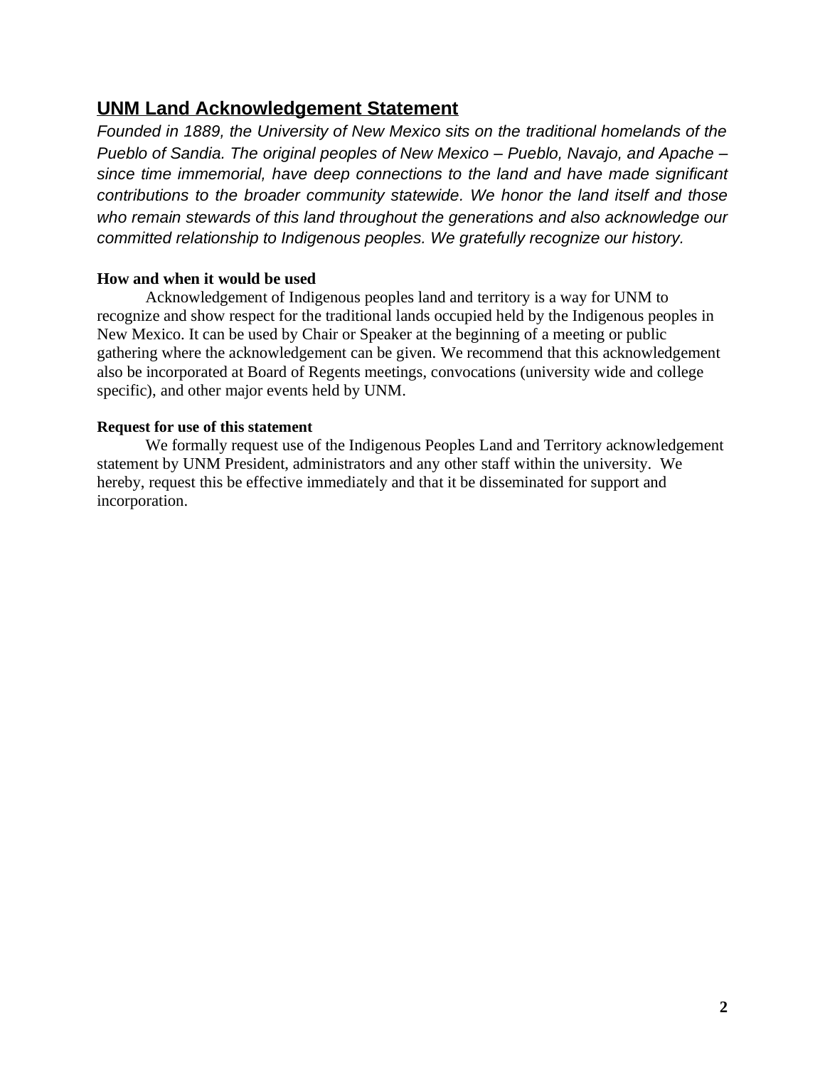## UNM Land Acknowledgement Statement

*Founded in 1889, the University of New Mexico sits on the traditional homelands of the Pueblo of Sandia. The original peoples of New Mexico – Pueblo, Navajo, and Apache – since time immemorial, have deep connections to the land and have made significant contributions to the broader community statewide. We honor the land itself and those who remain stewards of this land throughout the generations and also acknowledge our committed relationship to Indigenous peoples. We gratefully recognize our history.*

**How and when it would be used**

Acknowledgement of Indigenous peoples land and territory is a way for UNM to recognize and show respect for the traditional lands occupied held by the Indigenous peoples in New Mexico. It can be used by Chair or Speaker at the beginning of a meeting or public gathering where the acknowledgement can be given. We recommend that this acknowledgement also be incorporated at Board of Regents meetings, convocations (university wide and college specific), and other major events held by UNM.

**Request for use of this statement**

We formally request use of the Indigenous Peoples Land and Territory acknowledgement statement by UNM President, administrators and any other staff within the university. We hereby, request this be effective immediately and that it be disseminated for support and incorporation.